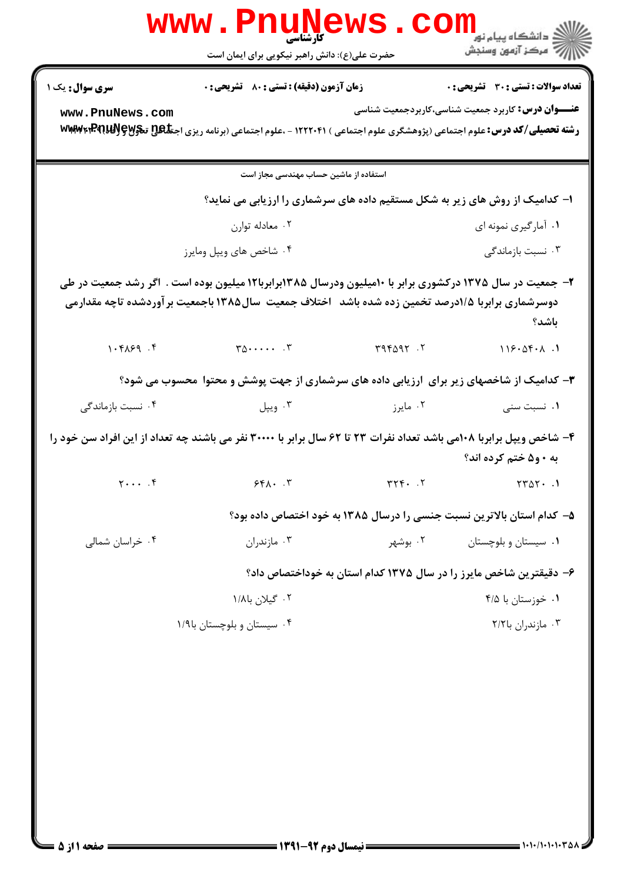کارشناسی

حضرت علی(ع): دانش راهبر نیکویی برای ایمان است

دانشگاه پیام نور
مرکز آزمون وسنجش

**سری سوال:** یک ۱

**زمان آزمون (دقیقه) : تستی :** ۸۰ **تشریحی :** ۰

**تعداد سوالات : تستی :** ۳۰ **تشریحی :** ۰

**عنـــوان درس:** کاربرد جمعیت شناسی،کاربردجمعیت شناسی

**رشته تحصیلی/کد درس:** علوم اجتماعی (پژوهشگری علوم اجتماعی ) ۱۲۲۲۰۴۱ - ،علوم اجتماعی (برنامه ریزی اجتماعی تعاون و رفاه) ۱۲۲۲۰۴۱

استفاده از ماشین حساب مهندسی مجاز است

**۱- کدامیک از روش های زیر به شکل مستقیم داده های سرشماری را ارزیابی می نماید؟**

۱. آمارگیری نمونه ای
۲. معادله توازن
۳. نسبت بازماندگی
۴. شاخص های ویپل ومایرز

**۲- جمعیت در سال ۱۳۷۵ درکشوری برابر با ۱۰میلیون ودرسال ۱۳۸۵برابربا۱۲ میلیون بوده است . اگر رشد جمعیت در طی دوسرشماری برابربا ۱/۵درصد تخمین زده شده باشد اختلاف جمعیت سال۱۳۸۵ باجمعیت برآوردشده تاچه مقدارمی باشد؟**

۱. ۱۱۶۰۵۴۰۸
۲. ۳۹۴۵۹۲
۳. ۳۵۰۰۰۰۰
۴. ۱۰۴۸۶۹

**۳- کدامیک از شاخصهای زیر برای ارزیابی داده های سرشماری از جهت پوشش و محتوا محسوب می شود؟**

۱. نسبت سنی
۲. مایرز
۳. ویپل
۴. نسبت بازماندگی

**۴- شاخص ویپل برابربا ۱۰۸می باشد تعداد نفرات ۲۳ تا ۶۲ سال برابر با ۳۰۰۰۰ نفر می باشند چه تعداد از این افراد سن خود را به ۰ و۵ ختم کرده اند؟**

۱. ۲۳۵۲۰
۲. ۳۲۴۰
۳. ۶۴۸۰
۴. ۲۰۰۰

**۵- کدام استان بالاترین نسبت جنسی را درسال ۱۳۸۵ به خود اختصاص داده بود؟**

۱. سیستان و بلوچستان
۲. بوشهر
۳. مازندران
۴. خراسان شمالی

**۶- دقیقترین شاخص مایرز را در سال ۱۳۷۵ کدام استان به خوداختصاص داد؟**

۱. خوزستان با ۴/۵
۲. گیلان با۱/۸
۳. مازندران با۲/۲
۴. سیستان و بلوچستان با۱/۹

نیمسال دوم ۹۲-۱۳۹۱

۱۰۱۰/۱۰۱۰۱۰۳۵۸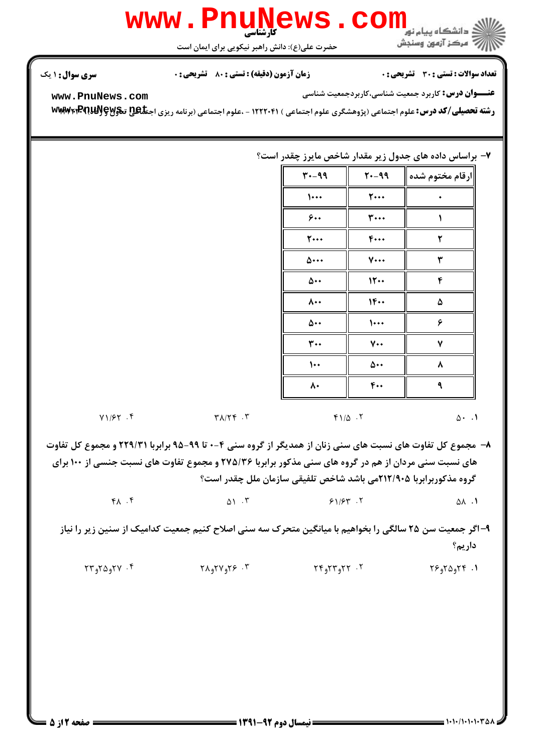۷- براساس داده های جدول زیر مقدار شاخص مایرز چقدر است؟

| ارقام مختوم شده | ۹۹-۲۰ | ۹۹-۳۰ |
|---|---|---|
| ۰ | ۲۰۰۰ | ۱۰۰۰ |
| ۱ | ۳۰۰۰ | ۶۰۰ |
| ۲ | ۴۰۰۰ | ۲۰۰۰ |
| ۳ | ۷۰۰۰ | ۵۰۰۰ |
| ۴ | ۱۲۰۰ | ۵۰۰ |
| ۵ | ۱۴۰۰ | ۸۰۰ |
| ۶ | ۱۰۰۰ | ۵۰۰ |
| ۷ | ۷۰۰ | ۳۰۰ |
| ۸ | ۵۰۰ | ۱۰۰ |
| ۹ | ۴۰۰ | ۸۰ |

۱. ۵۰
۲. ۴۱/۵
۳. ۳۸/۲۴
۴. ۷۱/۶۲

۸- مجموع کل تفاوت های نسبت های سنی زنان از همدیگر از گروه سنی ۴-۰ تا ۹۹-۹۵ برابربا ۲۲۹/۳۱ و مجموع کل تفاوت های نسبت سنی مردان از هم در گروه های سنی مذکور برابربا ۲۷۵/۳۶ و مجموع تفاوت های نسبت جنسی از ۱۰۰ برای گروه مذکوربرابربا ۲۱۲/۹۰۵می باشد شاخص تلفیقی سازمان ملل چقدر است؟

۱. ۵۸
۲. ۶۱/۶۳
۳. ۵۱
۴. ۴۸

۹- اگر جمعیت سن ۲۵ سالگی را بخواهیم با میانگین متحرک سه سنی اصلاح کنیم جمعیت کدامیک از سنین زیر را نیاز داریم؟

۱. ۲۴و۲۵و۲۶
۲. ۲۲و۲۳و۲۴
۳. ۲۶و۲۷و۲۸
۴. ۲۷و۲۵و۲۳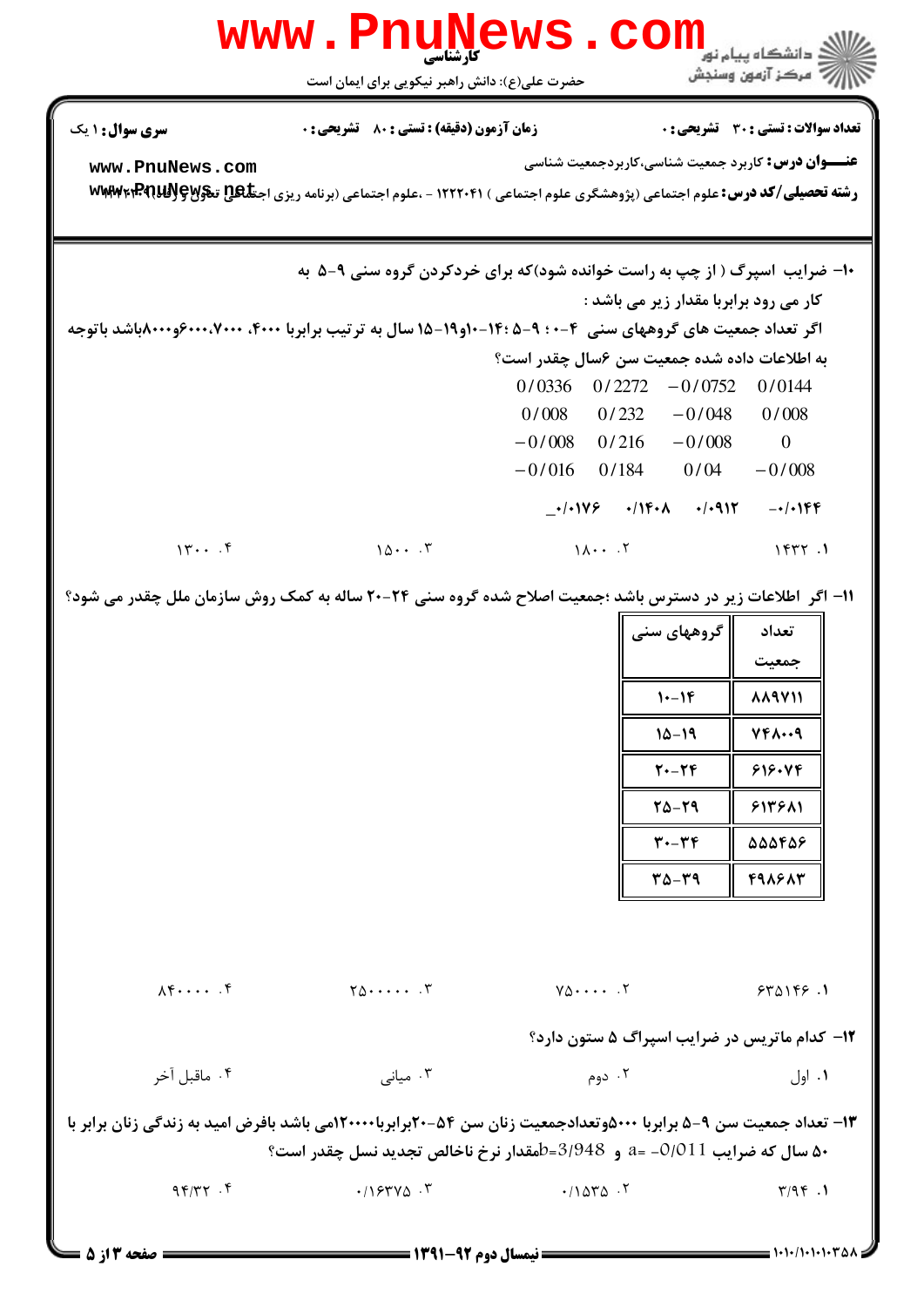**سری سوال:** ۱ یک

**زمان آزمون (دقیقه) : تستی : ۸۰ تشریحی : ۰**

**تعداد سوالات : تستی : ۳۰ تشریحی : ۰**

**عنـــوان درس:** کاربرد جمعیت شناسی،کاربردجمعیت شناسی

**رشته تحصیلی/کد درس:** علوم اجتماعی (پژوهشگری علوم اجتماعی ) ۱۲۲۲۰۴۱ - ،علوم اجتماعی (برنامه ریزی اجتماعی تعاون و رفاه) ۱۲۲۲۰۴۱

۱۰- ضرایب اسپرگ ( از چپ به راست خوانده شود)که برای خردکردن گروه سنی ۹-۵ به کار می رود برابربا مقدار زیر می باشد :

اگر تعداد جمعیت های گروههای سنی ۴-۰ ؛ ۹-۵ ؛۱۴-۱۰و۱۹-۱۵ سال به ترتیب برابربا ۴۰۰۰، ۶۰۰۰،۷۰۰۰و۸۰۰۰باشد باتوجه به اطلاعات داده شده جمعیت سن ۶سال چقدر است؟

$$\begin{matrix} 0/0336 & 0/2272 & -0/0752 & 0/0144 \\ 0/008 & 0/232 & -0/048 & 0/008 \\ -0/008 & 0/216 & -0/008 & 0 \\ -0/016 & 0/184 & 0/04 & -0/008 \\ -0/0176 & 0/1408 & 0/0912 & -0/0144 \end{matrix}$$

۱. ۱۴۳۲ ۲. ۱۸۰۰ ۳. ۱۵۰۰ ۴. ۱۳۰۰

۱۱- اگر اطلاعات زیر در دسترس باشد ؛جمعیت اصلاح شده گروه سنی ۲۴-۲۰ ساله به کمک روش سازمان ملل چقدر می شود؟

| گروههای سنی | تعداد جمعیت |
|---|---|
| ۱۴-۱۰ | ۸۸۹۷۱۱ |
| ۱۹-۱۵ | ۷۴۸۰۰۹ |
| ۲۴-۲۰ | ۶۱۶۰۷۴ |
| ۲۹-۲۵ | ۶۱۳۶۸۱ |
| ۳۴-۳۰ | ۵۵۵۴۵۶ |
| ۳۹-۳۵ | ۴۹۸۶۸۳ |

۱. ۶۳۵۱۴۶ ۲. ۷۵۰۰۰۰ ۳. ۲۵۰۰۰۰۰ ۴. ۸۴۰۰۰۰

۱۲- کدام ماتریس در ضرایب اسپراگ ۵ ستون دارد؟

۱. اول ۲. دوم ۳. میانی ۴. ماقبل آخر

۱۳- تعداد جمعیت سن ۹-۵ برابربا ۵۰۰۰وتعدادجمعیت زنان سن ۵۴-۲۰برابربا۱۲۰۰۰۰می باشد بافرض امید به زندگی زنان برابر با ۵۰ سال که ضرایب $a = -0/011$ و $b = 3/948$مقدار نرخ ناخالص تجدید نسل چقدر است؟

۱. ۳/۹۴ ۲. ۰/۱۵۳۵ ۳. ۰/۱۶۳۷۵ ۴. ۹۴/۳۲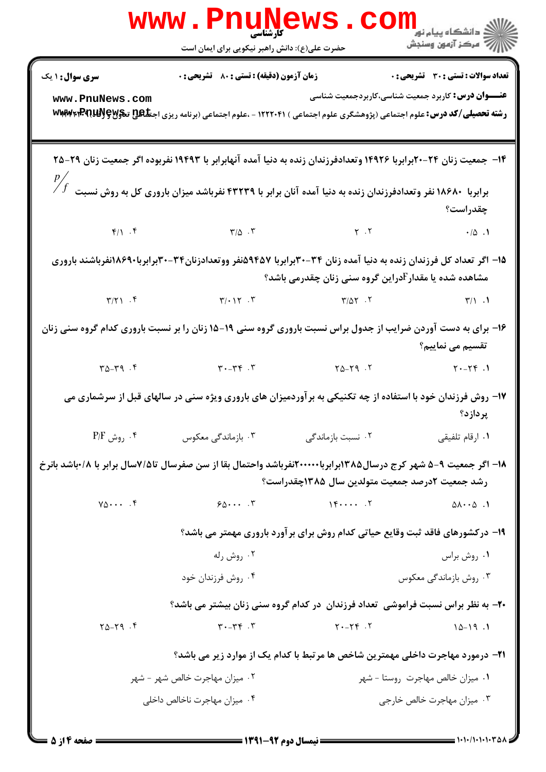**سری سوال:** ۱ یک | **زمان آزمون (دقیقه) : تستی :** ۸۰ **تشریحی :** ۰ | **تعداد سوالات : تستی :** ۳۰ **تشریحی :** ۰

**عنـــوان درس:** کاربرد جمعیت شناسی،کاربردجمعیت شناسی

**رشته تحصیلی/کد درس:** علوم اجتماعی (پژوهشگری علوم اجتماعی ) ۱۲۲۲۰۴۱ - ،علوم اجتماعی (برنامه ریزی اجتماعی تعاون و رفاه) ۱۲۲۲۰۴۱

۱۴- جمعیت زنان ۲۴-۲۰برابربا ۱۴۹۲۶ وتعدادفرزندان زنده به دنیا آمده آنهابرابر با ۱۹۴۹۳ نفربوده اگر جمعیت زنان ۲۹-۲۵ برابربا ۱۸۶۸۰ نفر وتعدادفرزندان زنده به دنیا آمده آنان برابر با ۴۳۲۳۹ نفرباشد میزان باروری کل به روش نسبت $P/F$ چقدراست؟

۱. ۰/۵
۲. ۲
۳. ۳/۵
۴. ۴/۱

۱۵- اگر تعداد کل فرزندان زنده به دنیا آمده زنان ۳۴-۳۰برابربا ۵۹۴۵۷نفر ووتعدادزنان۳۴-۳۰برابربا۱۸۶۹۰نفرباشند باروری مشاهده شده یا مقدارFدراین گروه سنی زنان چقدرمی باشد؟

۱. ۳/۱
۲. ۳/۵۲
۳. ۳/۰۱۲
۴. ۳/۲۱

۱۶- برای به دست آوردن ضرایب از جدول براس نسبت باروری گروه سنی ۱۹-۱۵ زنان را بر نسبت باروری کدام گروه سنی زنان تقسیم می نماییم؟

۱. ۲۴-۲۰
۲. ۲۹-۲۵
۳. ۳۴-۳۰
۴. ۳۹-۳۵

۱۷- روش فرزندان خود با استفاده از چه تکنیکی به برآوردمیزان های باروری ویژه سنی در سالهای قبل از سرشماری می پردازد؟

۱. ارقام تلفیقی
۲. نسبت بازماندگی
۳. بازماندگی معکوس
۴. روش P/F

۱۸- اگر جمعیت ۹-۵ شهر کرج درسال۱۳۸۵برابربا۲۰۰۰۰۰نفرباشد واحتمال بقا از سن صفرسال تا۷/۵سال برابر با ۰/۸باشد بانرخ رشد جمعیت ۲درصد جمعیت متولدین سال ۱۳۸۵چقدراست؟

۱. ۵۸۰۰۵
۲. ۱۴۰۰۰۰
۳. ۶۵۰۰۰
۴. ۷۵۰۰۰

۱۹- درکشورهای فاقد ثبت وقایع حیاتی کدام روش برای برآورد باروری مهمتر می باشد؟

۱. روش براس
۲. روش رله
۳. روش بازماندگی معکوس
۴. روش فرزندان خود

۲۰- به نظر براس نسبت فراموشی تعداد فرزندان در کدام گروه سنی زنان بیشتر می باشد؟

۱. ۱۹-۱۵
۲. ۲۴-۲۰
۳. ۳۴-۳۰
۴. ۲۹-۲۵

۲۱- درمورد مهاجرت داخلی مهمترین شاخص ها مرتبط با کدام یک از موارد زیر می باشد؟

۱. میزان خالص مهاجرت روستا - شهر
۲. میزان مهاجرت خالص شهر - شهر
۳. میزان مهاجرت خالص خارجی
۴. میزان مهاجرت ناخالص داخلی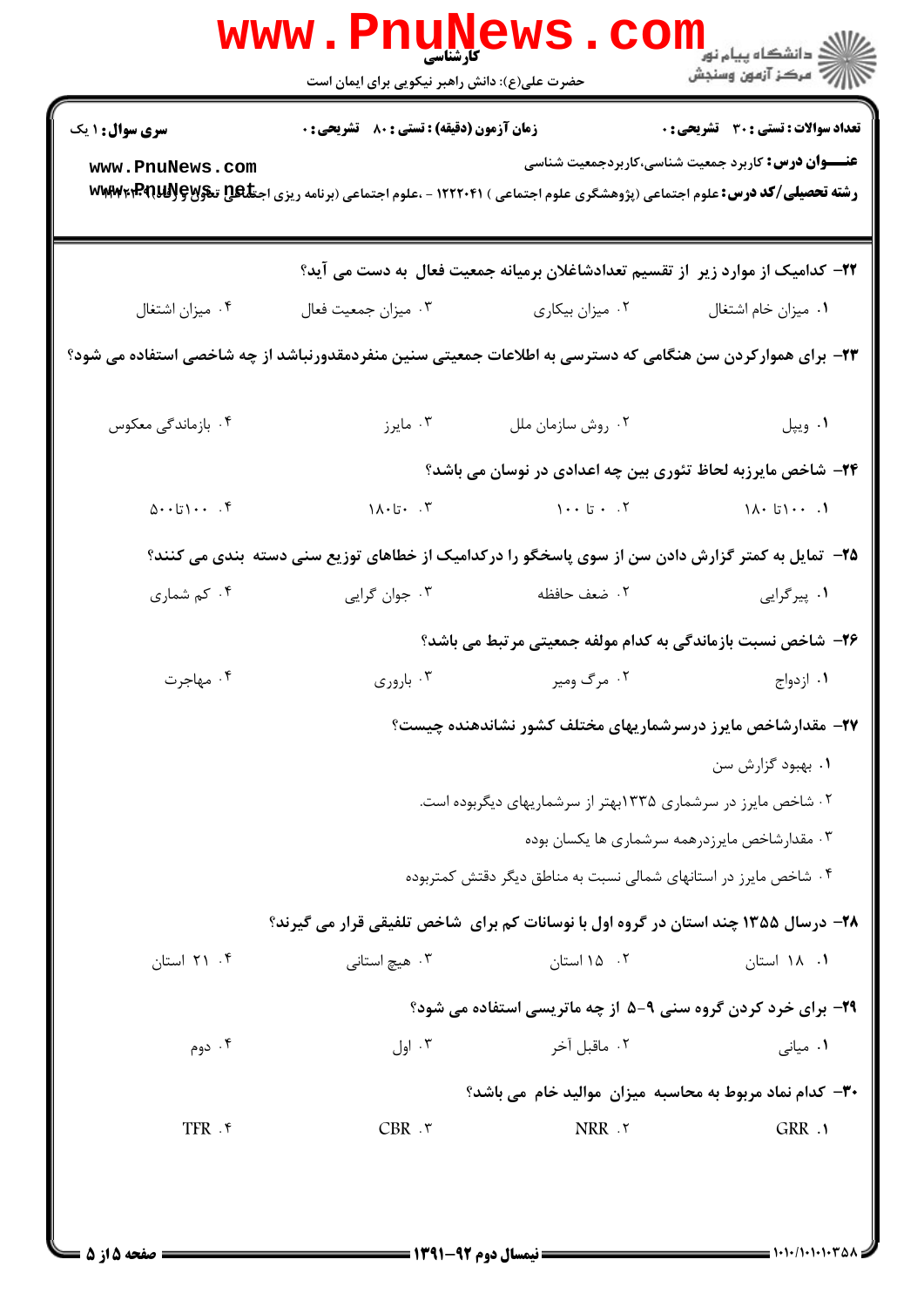**سری سوال:** ۱ یک

**زمان آزمون (دقیقه) : تستی :** ۸۰ **تشریحی :** ۰

**تعداد سوالات : تستی :** ۳۰ **تشریحی :** ۰

**عنـــوان درس:** کاربرد جمعیت شناسی،کاربردجمعیت شناسی

**رشته تحصیلی/کد درس:** علوم اجتماعی (پژوهشگری علوم اجتماعی ) ۱۲۲۲۰۴۱ - ،علوم اجتماعی (برنامه ریزی اجتماعی تعاون و رفاه) ۱۲۲۲۰۴۱

۲۲- کدامیک از موارد زیر از تقسیم تعدادشاغلان برمیانه جمعیت فعال به دست می آید؟

۱. میزان خام اشتغال
۲. میزان بیکاری
۳. میزان جمعیت فعال
۴. میزان اشتغال

۲۳- برای هموارکردن سن هنگامی که دسترسی به اطلاعات جمعیتی سنین منفردمقدورنباشد از چه شاخصی استفاده می شود؟

۱. ویپل
۲. روش سازمان ملل
۳. مایرز
۴. بازماندگی معکوس

۲۴- شاخص مایرزبه لحاظ تئوری بین چه اعدادی در نوسان می باشد؟

۱. ۱۰۰تا ۱۸۰
۲. ۰ تا ۱۰۰
۳. ۰تا۱۸۰
۴. ۱۰۰تا۵۰۰

۲۵- تمایل به کمتر گزارش دادن سن از سوی پاسخگو را درکدامیک از خطاهای توزیع سنی دسته بندی می کنند؟

۱. پیرگرایی
۲. ضعف حافظه
۳. جوان گرایی
۴. کم شماری

۲۶- شاخص نسبت بازماندگی به کدام مولفه جمعیتی مرتبط می باشد؟

۱. ازدواج
۲. مرگ ومیر
۳. باروری
۴. مهاجرت

۲۷- مقدارشاخص مایرز درسرشماریهای مختلف کشور نشاندهنده چیست؟

۱. بهبود گزارش سن
۲. شاخص مایرز در سرشماری ۱۳۳۵بهتر از سرشماریهای دیگربوده است.
۳. مقدارشاخص مایرزدرهمه سرشماری ها یکسان بوده
۴. شاخص مایرز در استانهای شمالی نسبت به مناطق دیگر دقتش کمتربوده

۲۸- درسال ۱۳۵۵ چند استان در گروه اول با نوسانات کم برای شاخص تلفیقی قرار می گیرند؟

۱. ۱۸ استان
۲. ۱۵ استان
۳. هیچ استانی
۴. ۲۱ استان

۲۹- برای خرد کردن گروه سنی ۹-۵ از چه ماتریسی استفاده می شود؟

۱. میانی
۲. ماقبل آخر
۳. اول
۴. دوم

۳۰- کدام نماد مربوط به محاسبه میزان موالید خام می باشد؟

۱. GRR
۲. NRR
۳. CBR
۴. TFR